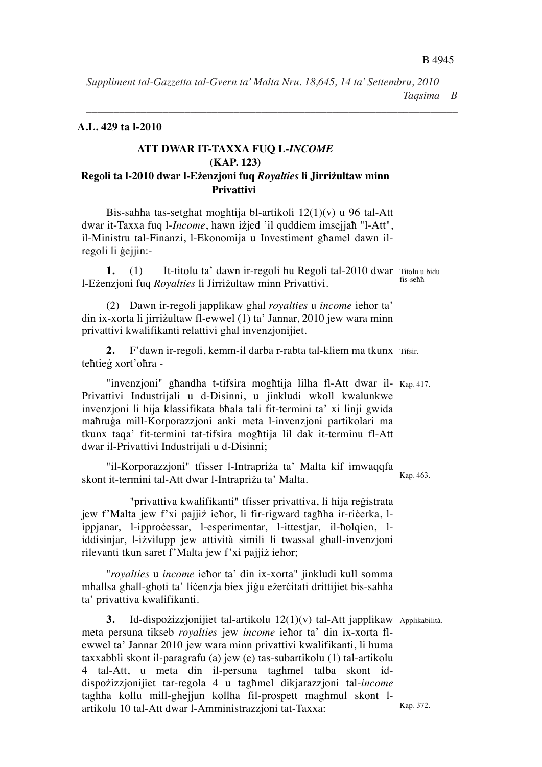**A.L. 429 ta l-2010**

## ATT DWAR IT-TAXXA FUQ L-*INCOME* (KAP. 123)

### Regoli ta l-2010 dwar l-Eżenzjoni fuq *Royalties* li Jirriżultaw minn Privattivi

Bis-saħħa tas-setgħat mogħtija bl-artikoli 12(1)(v) u 96 tal-Att dwar it-Taxxa fuq l-*Income*, hawn iżjed 'il quddiem imsejjaħ "l-Att", il-Ministru tal-Finanzi, l-Ekonomija u Investiment għamel dawn ir-regoli li ġejjin:-

Titolu u bidu fis-seħħ

**1.** (1) It-titolu ta' dawn ir-regoli hu Regoli tal-2010 dwar l-Eżenzjoni fuq *Royalties* li Jirriżultaw minn Privattivi.

(2) Dawn ir-regoli japplikaw għal *royalties* u *income* ieħor ta' din ix-xorta li jirriżultaw fl-ewwel (1) ta' Jannar, 2010 jew wara minn privattivi kwalifikanti relattivi għal invenzjonijiet.

Tifsir.

**2.** F'dawn ir-regoli, kemm-il darba r-rabta tal-kliem ma tkunx teħtieġ xort'oħra -

Kap. 417.

"invenzjoni" għandha t-tifsira mogħtija lilha fl-Att dwar il-Privattivi Industrijali u d-Disinni, u jinkludi wkoll kwalunkwe invenzjoni li hija klassifikata bħala tali fit-termini ta' xi linji gwida maħruġa mill-Korporazzjoni anki meta l-invenzjoni partikolari ma tkunx taqa' fit-termini tat-tifsira mogħtija lil dak it-terminu fl-Att dwar il-Privattivi Industrijali u d-Disinni;

Kap. 463.

"il-Korporazzjoni" tfisser l-Intrapriża ta' Malta kif imwaqqfa skont it-termini tal-Att dwar l-Intrapriża ta' Malta.

"privattiva kwalifikanti" tfisser privattiva, li hija reġistrata jew f'Malta jew f'xi pajjiż ieħor, li fir-rigward tagħha ir-riċerka, l-ippjanar, l-ipproċessar, l-esperimentar, l-ittestjar, il-ħolqien, l-iddisinjar, l-iżvilupp jew attività simili li twassal għall-invenzjoni rilevanti tkun saret f'Malta jew f'xi pajjiż ieħor;

"*royalties* u *income* ieħor ta' din ix-xorta" jinkludi kull somma mħallsa għall-għoti ta' liċenzja biex jiġu eżerċitati drittijiet bis-saħħa ta' privattiva kwalifikanti.

Applikabilità.

**3.** Id-dispożizzjonijiet tal-artikolu 12(1)(v) tal-Att japplikaw meta persuna tikseb *royalties* jew *income* ieħor ta' din ix-xorta fl-ewwel ta' Jannar 2010 jew wara minn privattivi kwalifikanti, li huma taxxabbli skont il-paragrafu (a) jew (e) tas-subartikolu (1) tal-artikolu 4 tal-Att, u meta din il-persuna tagħmel talba skont id-dispożizzjonijiet tar-regola 4 u tagħmel dikjarazzjoni tal-*income* tagħha kollu mill-għejjun kollha fil-prospett magħmul skont l-artikolu 10 tal-Att dwar l-Amministrazzjoni tat-Taxxa:

Kap. 372.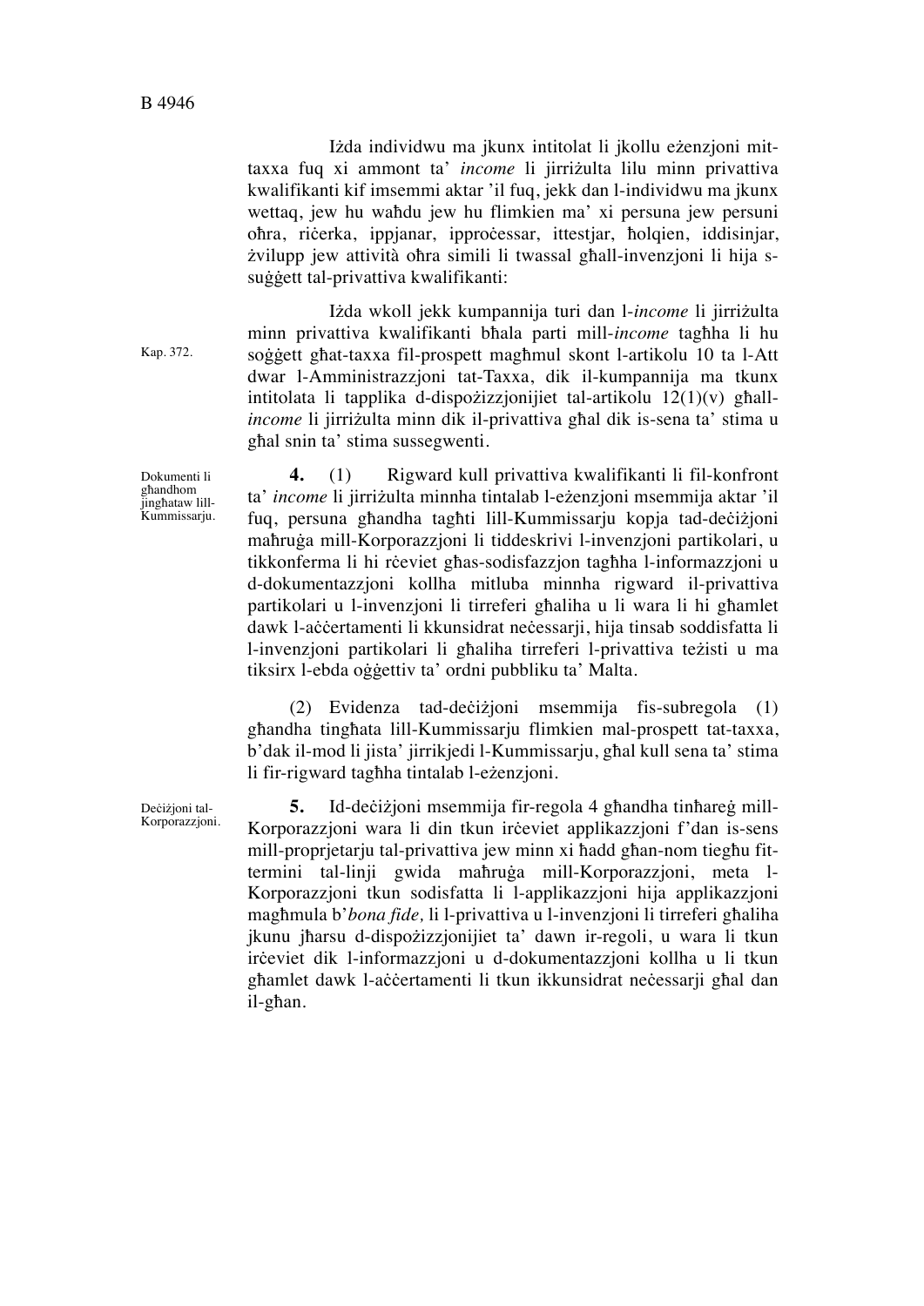Iżda individwu ma jkunx intitolat li jkollu eżenzjoni mit-taxxa fuq xi ammont ta' *income* li jirriżulta lilu minn privattiva kwalifikanti kif imsemmi aktar 'il fuq, jekk dan l-individwu ma jkunx wettaq, jew hu waħdu jew hu flimkien ma' xi persuna jew persuni oħra, riċerka, ippjanar, ipproċessar, ittestjar, ħolqien, iddisinjar, żvilupp jew attività oħra simili li twassal għall-invenzjoni li hija s-suġġett tal-privattiva kwalifikanti:

Iżda wkoll jekk kumpannija turi dan l-*income* li jirriżulta minn privattiva kwalifikanti bħala parti mill-*income* tagħha li hu soġġett għat-taxxa fil-prospett magħmul skont l-artikolu 10 ta l-Att dwar l-Amministrazzjoni tat-Taxxa, dik il-kumpannija ma tkunx intitolata li tapplika d-dispożizzjonijiet tal-artikolu 12(1)(v) għall-*income* li jirriżulta minn dik il-privattiva għal dik is-sena ta' stima u għal snin ta' stima sussegwenti.

Kap. 372.

Dokumenti li għandhom jingħataw lill-Kummissarju.

**4.** (1) Rigward kull privattiva kwalifikanti li fil-konfront ta' *income* li jirriżulta minnha tintalab l-eżenzjoni msemmija aktar 'il fuq, persuna għandha tagħti lill-Kummissarju kopja tad-deċiżjoni maħruġa mill-Korporazzjoni li tiddeskrivi l-invenzjoni partikolari, u tikkonferma li hi rċeviet għas-sodisfazzjon tagħha l-informazzjoni u d-dokumentazzjoni kollha mitluba minnha rigward il-privattiva partikolari u l-invenzjoni li tirreferi għaliha u li wara li hi għamlet dawk l-aċċertamenti li kkunsidrat neċessarji, hija tinsab soddisfatta li l-invenzjoni partikolari li għaliha tirreferi l-privattiva teżisti u ma tiksirx l-ebda oġġettiv ta' ordni pubbliku ta' Malta.

(2) Evidenza tad-deċiżjoni msemmija fis-subregola (1) għandha tingħata lill-Kummissarju flimkien mal-prospett tat-taxxa, b'dak il-mod li jista' jirrikjedi l-Kummissarju, għal kull sena ta' stima li fir-rigward tagħha tintalab l-eżenzjoni.

Deċiżjoni tal-Korporazzjoni.

**5.** Id-deċiżjoni msemmija fir-regola 4 għandha tinħareġ mill-Korporazzjoni wara li din tkun irċeviet applikazzjoni f'dan is-sens mill-proprjetarju tal-privattiva jew minn xi ħadd għan-nom tiegħu fit-termini tal-linji gwida maħruġa mill-Korporazzjoni, meta l-Korporazzjoni tkun sodisfatta li l-applikazzjoni hija applikazzjoni magħmula b'*bona fide,* li l-privattiva u l-invenzjoni li tirreferi għaliha jkunu jħarsu d-dispożizzjonijiet ta' dawn ir-regoli, u wara li tkun irċeviet dik l-informazzjoni u d-dokumentazzjoni kollha u li tkun għamlet dawk l-aċċertamenti li tkun ikkunsidrat neċessarji għal dan il-għan.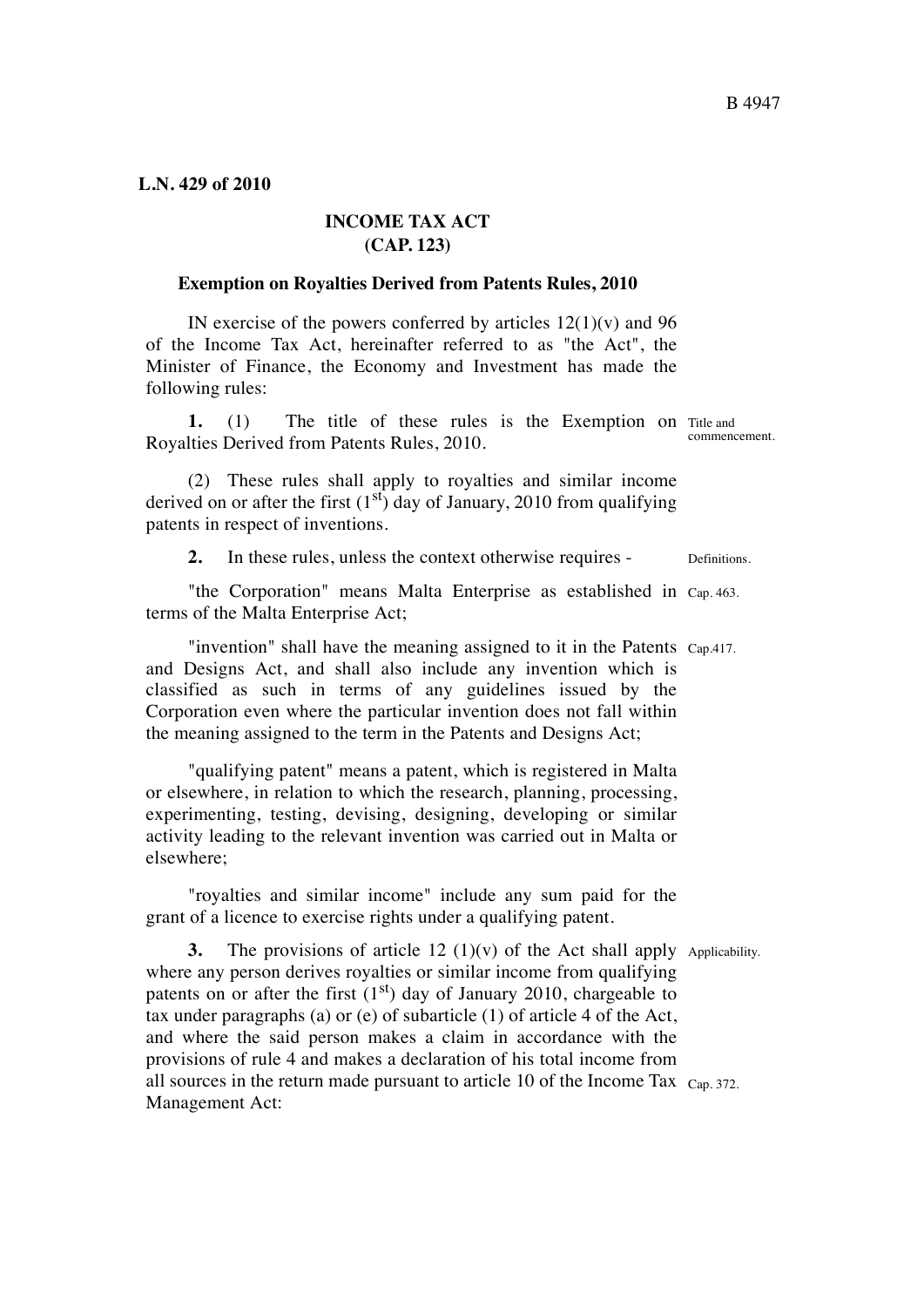**L.N. 429 of 2010**

**INCOME TAX ACT (CAP. 123)**

**Exemption on Royalties Derived from Patents Rules, 2010**

IN exercise of the powers conferred by articles 12(1)(v) and 96 of the Income Tax Act, hereinafter referred to as "the Act", the Minister of Finance, the Economy and Investment has made the following rules:

Title and commencement.

**1.** (1) The title of these rules is the Exemption on Royalties Derived from Patents Rules, 2010.

(2) These rules shall apply to royalties and similar income derived on or after the first (1st) day of January, 2010 from qualifying patents in respect of inventions.

Definitions.

**2.** In these rules, unless the context otherwise requires -

"the Corporation" means Malta Enterprise as established in terms of the Malta Enterprise Act; (Cap. 463.)

"invention" shall have the meaning assigned to it in the Patents and Designs Act, and shall also include any invention which is classified as such in terms of any guidelines issued by the Corporation even where the particular invention does not fall within the meaning assigned to the term in the Patents and Designs Act; (Cap.417.)

"qualifying patent" means a patent, which is registered in Malta or elsewhere, in relation to which the research, planning, processing, experimenting, testing, devising, designing, developing or similar activity leading to the relevant invention was carried out in Malta or elsewhere;

"royalties and similar income" include any sum paid for the grant of a licence to exercise rights under a qualifying patent.

Applicability.

**3.** The provisions of article 12 (1)(v) of the Act shall apply where any person derives royalties or similar income from qualifying patents on or after the first (1st) day of January 2010, chargeable to tax under paragraphs (a) or (e) of subarticle (1) of article 4 of the Act, and where the said person makes a claim in accordance with the provisions of rule 4 and makes a declaration of his total income from all sources in the return made pursuant to article 10 of the Income Tax Management Act: (Cap. 372.)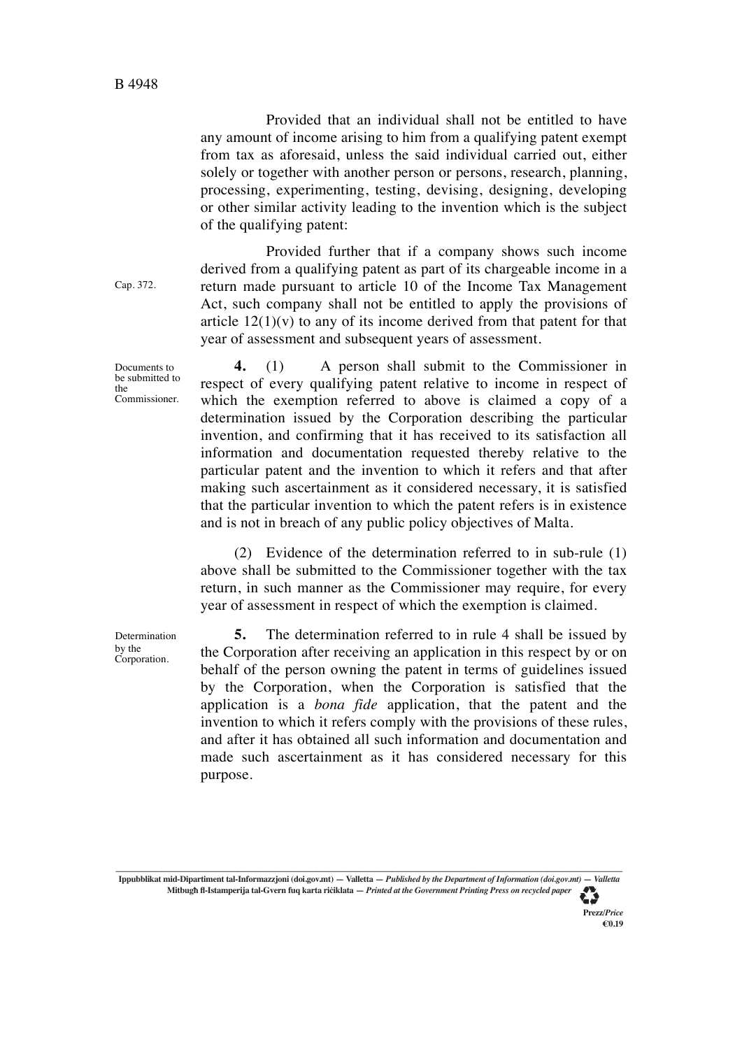Provided that an individual shall not be entitled to have any amount of income arising to him from a qualifying patent exempt from tax as aforesaid, unless the said individual carried out, either solely or together with another person or persons, research, planning, processing, experimenting, testing, devising, designing, developing or other similar activity leading to the invention which is the subject of the qualifying patent:

Cap. 372.

Provided further that if a company shows such income derived from a qualifying patent as part of its chargeable income in a return made pursuant to article 10 of the Income Tax Management Act, such company shall not be entitled to apply the provisions of article 12(1)(v) to any of its income derived from that patent for that year of assessment and subsequent years of assessment.

Documents to be submitted to the Commissioner.

**4.** (1) A person shall submit to the Commissioner in respect of every qualifying patent relative to income in respect of which the exemption referred to above is claimed a copy of a determination issued by the Corporation describing the particular invention, and confirming that it has received to its satisfaction all information and documentation requested thereby relative to the particular patent and the invention to which it refers and that after making such ascertainment as it considered necessary, it is satisfied that the particular invention to which the patent refers is in existence and is not in breach of any public policy objectives of Malta.

(2) Evidence of the determination referred to in sub-rule (1) above shall be submitted to the Commissioner together with the tax return, in such manner as the Commissioner may require, for every year of assessment in respect of which the exemption is claimed.

Determination by the Corporation.

**5.** The determination referred to in rule 4 shall be issued by the Corporation after receiving an application in this respect by or on behalf of the person owning the patent in terms of guidelines issued by the Corporation, when the Corporation is satisfied that the application is a *bona fide* application, that the patent and the invention to which it refers comply with the provisions of these rules, and after it has obtained all such information and documentation and made such ascertainment as it has considered necessary for this purpose.

Ippubblikat mid-Dipartiment tal-Informazzjoni (doi.gov.mt) — Valletta — *Published by the Department of Information (doi.gov.mt) — Valletta*
Mitbugħ fl-Istamperija tal-Gvern fuq karta riċiklata — *Printed at the Government Printing Press on recycled paper*

Prezz/*Price* €0.19